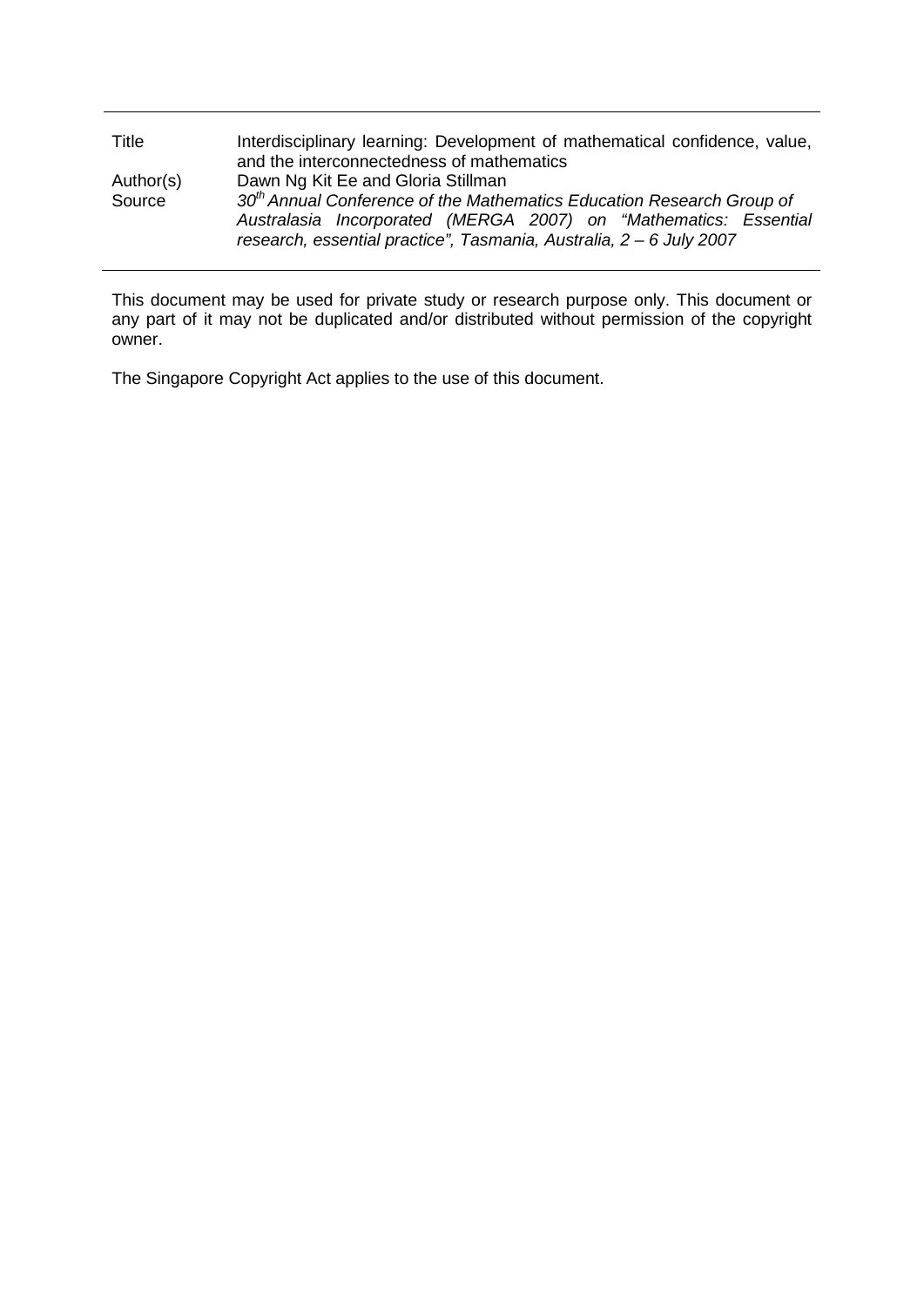| | |
|---|---|
| Title | Interdisciplinary learning: Development of mathematical confidence, value, and the interconnectedness of mathematics |
| Author(s) | Dawn Ng Kit Ee and Gloria Stillman |
| Source | *30$^{th}$ Annual Conference of the Mathematics Education Research Group of Australasia Incorporated (MERGA 2007) on "Mathematics: Essential research, essential practice", Tasmania, Australia, 2 – 6 July 2007* |

This document may be used for private study or research purpose only. This document or any part of it may not be duplicated and/or distributed without permission of the copyright owner.

The Singapore Copyright Act applies to the use of this document.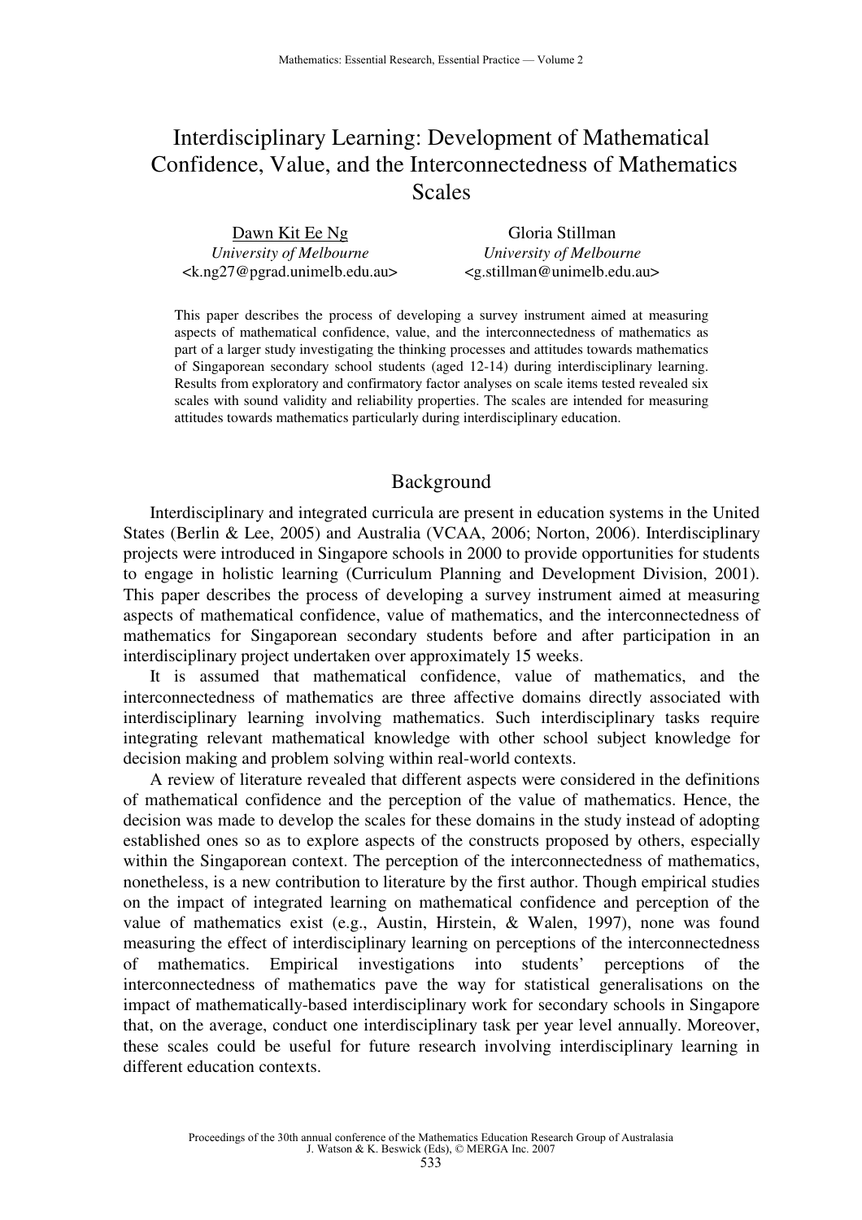# Interdisciplinary Learning: Development of Mathematical Confidence, Value, and the Interconnectedness of Mathematics Scales

Dawn Kit Ee Ng
*University of Melbourne*
<k.ng27@pgrad.unimelb.edu.au>

Gloria Stillman
*University of Melbourne*
<g.stillman@unimelb.edu.au>

This paper describes the process of developing a survey instrument aimed at measuring aspects of mathematical confidence, value, and the interconnectedness of mathematics as part of a larger study investigating the thinking processes and attitudes towards mathematics of Singaporean secondary school students (aged 12-14) during interdisciplinary learning. Results from exploratory and confirmatory factor analyses on scale items tested revealed six scales with sound validity and reliability properties. The scales are intended for measuring attitudes towards mathematics particularly during interdisciplinary education.

## Background

Interdisciplinary and integrated curricula are present in education systems in the United States (Berlin & Lee, 2005) and Australia (VCAA, 2006; Norton, 2006). Interdisciplinary projects were introduced in Singapore schools in 2000 to provide opportunities for students to engage in holistic learning (Curriculum Planning and Development Division, 2001). This paper describes the process of developing a survey instrument aimed at measuring aspects of mathematical confidence, value of mathematics, and the interconnectedness of mathematics for Singaporean secondary students before and after participation in an interdisciplinary project undertaken over approximately 15 weeks.

It is assumed that mathematical confidence, value of mathematics, and the interconnectedness of mathematics are three affective domains directly associated with interdisciplinary learning involving mathematics. Such interdisciplinary tasks require integrating relevant mathematical knowledge with other school subject knowledge for decision making and problem solving within real-world contexts.

A review of literature revealed that different aspects were considered in the definitions of mathematical confidence and the perception of the value of mathematics. Hence, the decision was made to develop the scales for these domains in the study instead of adopting established ones so as to explore aspects of the constructs proposed by others, especially within the Singaporean context. The perception of the interconnectedness of mathematics, nonetheless, is a new contribution to literature by the first author. Though empirical studies on the impact of integrated learning on mathematical confidence and perception of the value of mathematics exist (e.g., Austin, Hirstein, & Walen, 1997), none was found measuring the effect of interdisciplinary learning on perceptions of the interconnectedness of mathematics. Empirical investigations into students' perceptions of the interconnectedness of mathematics pave the way for statistical generalisations on the impact of mathematically-based interdisciplinary work for secondary schools in Singapore that, on the average, conduct one interdisciplinary task per year level annually. Moreover, these scales could be useful for future research involving interdisciplinary learning in different education contexts.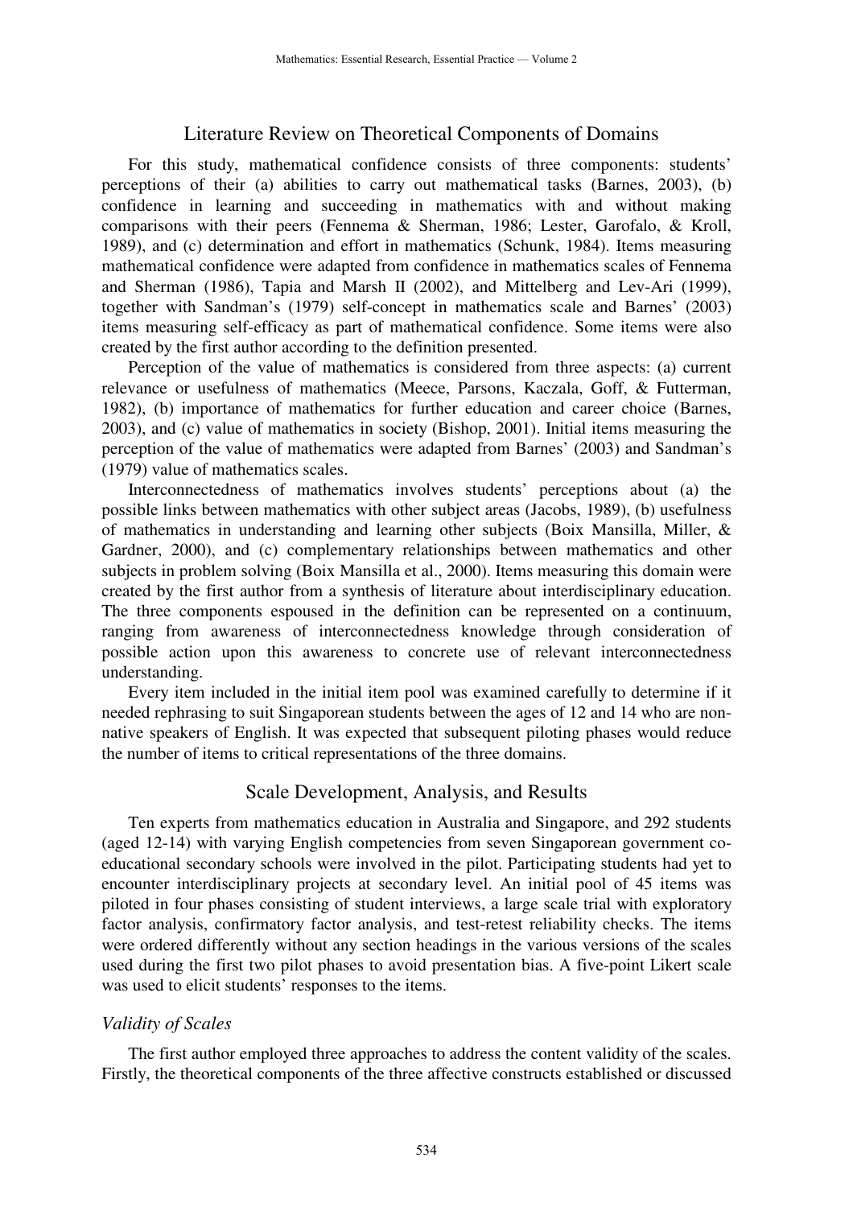## Literature Review on Theoretical Components of Domains

For this study, mathematical confidence consists of three components: students' perceptions of their (a) abilities to carry out mathematical tasks (Barnes, 2003), (b) confidence in learning and succeeding in mathematics with and without making comparisons with their peers (Fennema & Sherman, 1986; Lester, Garofalo, & Kroll, 1989), and (c) determination and effort in mathematics (Schunk, 1984). Items measuring mathematical confidence were adapted from confidence in mathematics scales of Fennema and Sherman (1986), Tapia and Marsh II (2002), and Mittelberg and Lev-Ari (1999), together with Sandman's (1979) self-concept in mathematics scale and Barnes' (2003) items measuring self-efficacy as part of mathematical confidence. Some items were also created by the first author according to the definition presented.

Perception of the value of mathematics is considered from three aspects: (a) current relevance or usefulness of mathematics (Meece, Parsons, Kaczala, Goff, & Futterman, 1982), (b) importance of mathematics for further education and career choice (Barnes, 2003), and (c) value of mathematics in society (Bishop, 2001). Initial items measuring the perception of the value of mathematics were adapted from Barnes' (2003) and Sandman's (1979) value of mathematics scales.

Interconnectedness of mathematics involves students' perceptions about (a) the possible links between mathematics with other subject areas (Jacobs, 1989), (b) usefulness of mathematics in understanding and learning other subjects (Boix Mansilla, Miller, & Gardner, 2000), and (c) complementary relationships between mathematics and other subjects in problem solving (Boix Mansilla et al., 2000). Items measuring this domain were created by the first author from a synthesis of literature about interdisciplinary education. The three components espoused in the definition can be represented on a continuum, ranging from awareness of interconnectedness knowledge through consideration of possible action upon this awareness to concrete use of relevant interconnectedness understanding.

Every item included in the initial item pool was examined carefully to determine if it needed rephrasing to suit Singaporean students between the ages of 12 and 14 who are non-native speakers of English. It was expected that subsequent piloting phases would reduce the number of items to critical representations of the three domains.

## Scale Development, Analysis, and Results

Ten experts from mathematics education in Australia and Singapore, and 292 students (aged 12-14) with varying English competencies from seven Singaporean government co-educational secondary schools were involved in the pilot. Participating students had yet to encounter interdisciplinary projects at secondary level. An initial pool of 45 items was piloted in four phases consisting of student interviews, a large scale trial with exploratory factor analysis, confirmatory factor analysis, and test-retest reliability checks. The items were ordered differently without any section headings in the various versions of the scales used during the first two pilot phases to avoid presentation bias. A five-point Likert scale was used to elicit students' responses to the items.

### *Validity of Scales*

The first author employed three approaches to address the content validity of the scales. Firstly, the theoretical components of the three affective constructs established or discussed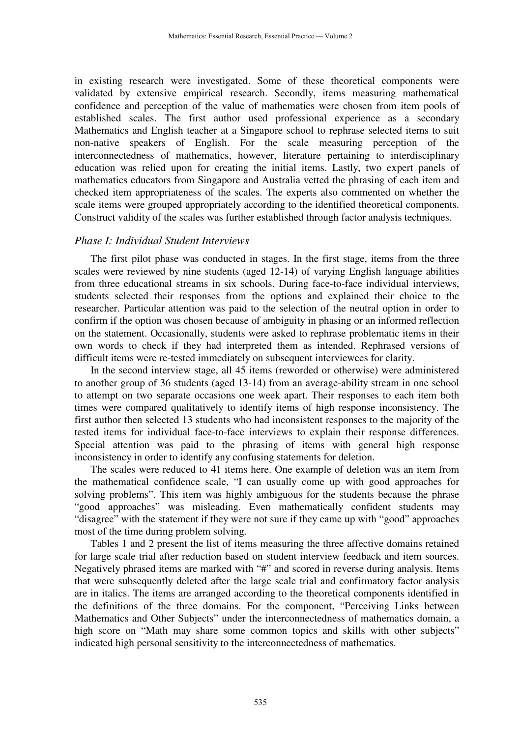in existing research were investigated. Some of these theoretical components were validated by extensive empirical research. Secondly, items measuring mathematical confidence and perception of the value of mathematics were chosen from item pools of established scales. The first author used professional experience as a secondary Mathematics and English teacher at a Singapore school to rephrase selected items to suit non-native speakers of English. For the scale measuring perception of the interconnectedness of mathematics, however, literature pertaining to interdisciplinary education was relied upon for creating the initial items. Lastly, two expert panels of mathematics educators from Singapore and Australia vetted the phrasing of each item and checked item appropriateness of the scales. The experts also commented on whether the scale items were grouped appropriately according to the identified theoretical components. Construct validity of the scales was further established through factor analysis techniques.

### *Phase I: Individual Student Interviews*

The first pilot phase was conducted in stages. In the first stage, items from the three scales were reviewed by nine students (aged 12-14) of varying English language abilities from three educational streams in six schools. During face-to-face individual interviews, students selected their responses from the options and explained their choice to the researcher. Particular attention was paid to the selection of the neutral option in order to confirm if the option was chosen because of ambiguity in phasing or an informed reflection on the statement. Occasionally, students were asked to rephrase problematic items in their own words to check if they had interpreted them as intended. Rephrased versions of difficult items were re-tested immediately on subsequent interviewees for clarity.

In the second interview stage, all 45 items (reworded or otherwise) were administered to another group of 36 students (aged 13-14) from an average-ability stream in one school to attempt on two separate occasions one week apart. Their responses to each item both times were compared qualitatively to identify items of high response inconsistency. The first author then selected 13 students who had inconsistent responses to the majority of the tested items for individual face-to-face interviews to explain their response differences. Special attention was paid to the phrasing of items with general high response inconsistency in order to identify any confusing statements for deletion.

The scales were reduced to 41 items here. One example of deletion was an item from the mathematical confidence scale, "I can usually come up with good approaches for solving problems". This item was highly ambiguous for the students because the phrase "good approaches" was misleading. Even mathematically confident students may "disagree" with the statement if they were not sure if they came up with "good" approaches most of the time during problem solving.

Tables 1 and 2 present the list of items measuring the three affective domains retained for large scale trial after reduction based on student interview feedback and item sources. Negatively phrased items are marked with "#" and scored in reverse during analysis. Items that were subsequently deleted after the large scale trial and confirmatory factor analysis are in italics. The items are arranged according to the theoretical components identified in the definitions of the three domains. For the component, "Perceiving Links between Mathematics and Other Subjects" under the interconnectedness of mathematics domain, a high score on "Math may share some common topics and skills with other subjects" indicated high personal sensitivity to the interconnectedness of mathematics.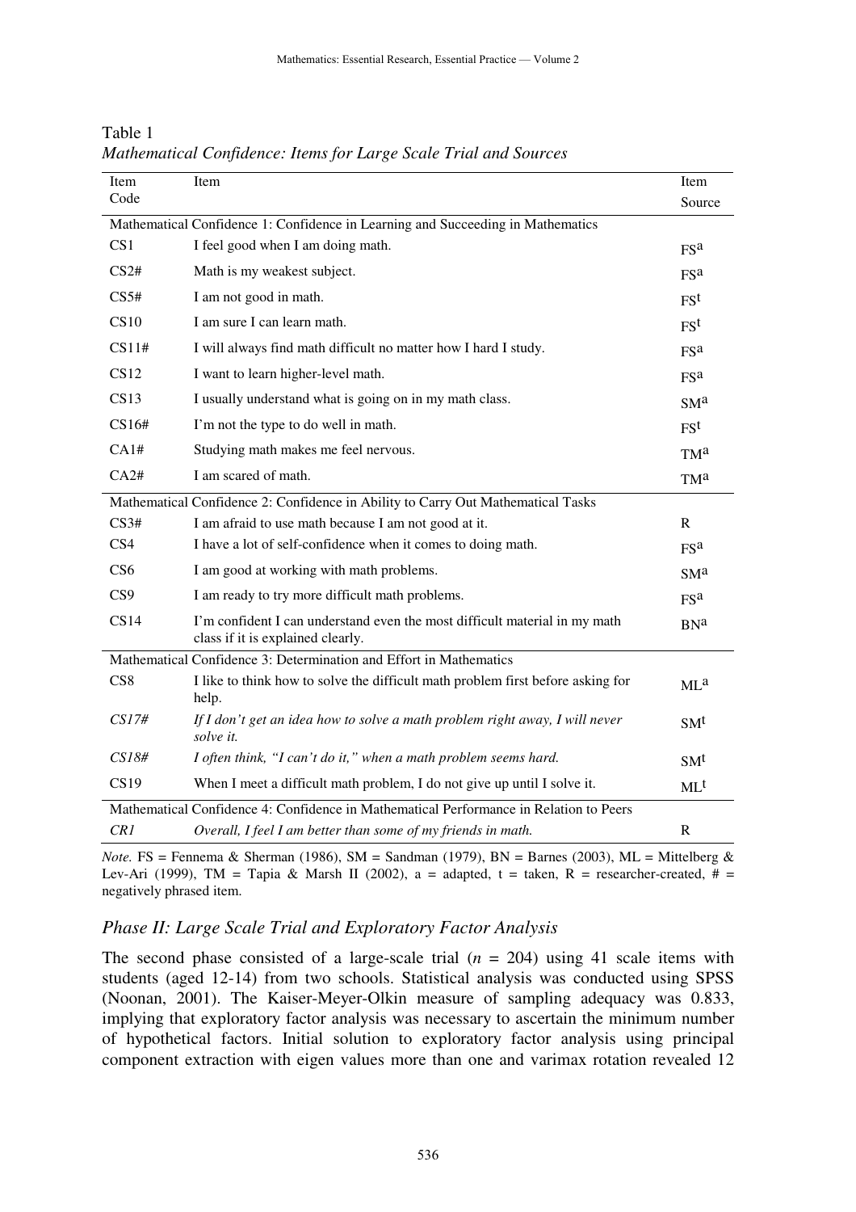Table 1
*Mathematical Confidence: Items for Large Scale Trial and Sources*

| Item Code | Item | Item Source |
|---|---|---|
| Mathematical Confidence 1: Confidence in Learning and Succeeding in Mathematics | | |
| CS1 | I feel good when I am doing math. | FS[a] |
| CS2# | Math is my weakest subject. | FS[a] |
| CS5# | I am not good in math. | FS[t] |
| CS10 | I am sure I can learn math. | FS[t] |
| CS11# | I will always find math difficult no matter how I hard I study. | FS[a] |
| CS12 | I want to learn higher-level math. | FS[a] |
| CS13 | I usually understand what is going on in my math class. | SM[a] |
| CS16# | I'm not the type to do well in math. | FS[t] |
| CA1# | Studying math makes me feel nervous. | TM[a] |
| CA2# | I am scared of math. | TM[a] |
| Mathematical Confidence 2: Confidence in Ability to Carry Out Mathematical Tasks | | |
| CS3# | I am afraid to use math because I am not good at it. | R |
| CS4 | I have a lot of self-confidence when it comes to doing math. | FS[a] |
| CS6 | I am good at working with math problems. | SM[a] |
| CS9 | I am ready to try more difficult math problems. | FS[a] |
| CS14 | I'm confident I can understand even the most difficult material in my math class if it is explained clearly. | BN[a] |
| Mathematical Confidence 3: Determination and Effort in Mathematics | | |
| CS8 | I like to think how to solve the difficult math problem first before asking for help. | ML[a] |
| *CS17#* | *If I don't get an idea how to solve a math problem right away, I will never solve it.* | SM[t] |
| *CS18#* | *I often think, "I can't do it," when a math problem seems hard.* | SM[t] |
| CS19 | When I meet a difficult math problem, I do not give up until I solve it. | ML[t] |
| Mathematical Confidence 4: Confidence in Mathematical Performance in Relation to Peers | | |
| *CR1* | *Overall, I feel I am better than some of my friends in math.* | R |

*Note.* FS = Fennema & Sherman (1986), SM = Sandman (1979), BN = Barnes (2003), ML = Mittelberg & Lev-Ari (1999), TM = Tapia & Marsh II (2002), a = adapted, t = taken, R = researcher-created, # = negatively phrased item.

### *Phase II: Large Scale Trial and Exploratory Factor Analysis*

The second phase consisted of a large-scale trial ($n$ = 204) using 41 scale items with students (aged 12-14) from two schools. Statistical analysis was conducted using SPSS (Noonan, 2001). The Kaiser-Meyer-Olkin measure of sampling adequacy was 0.833, implying that exploratory factor analysis was necessary to ascertain the minimum number of hypothetical factors. Initial solution to exploratory factor analysis using principal component extraction with eigen values more than one and varimax rotation revealed 12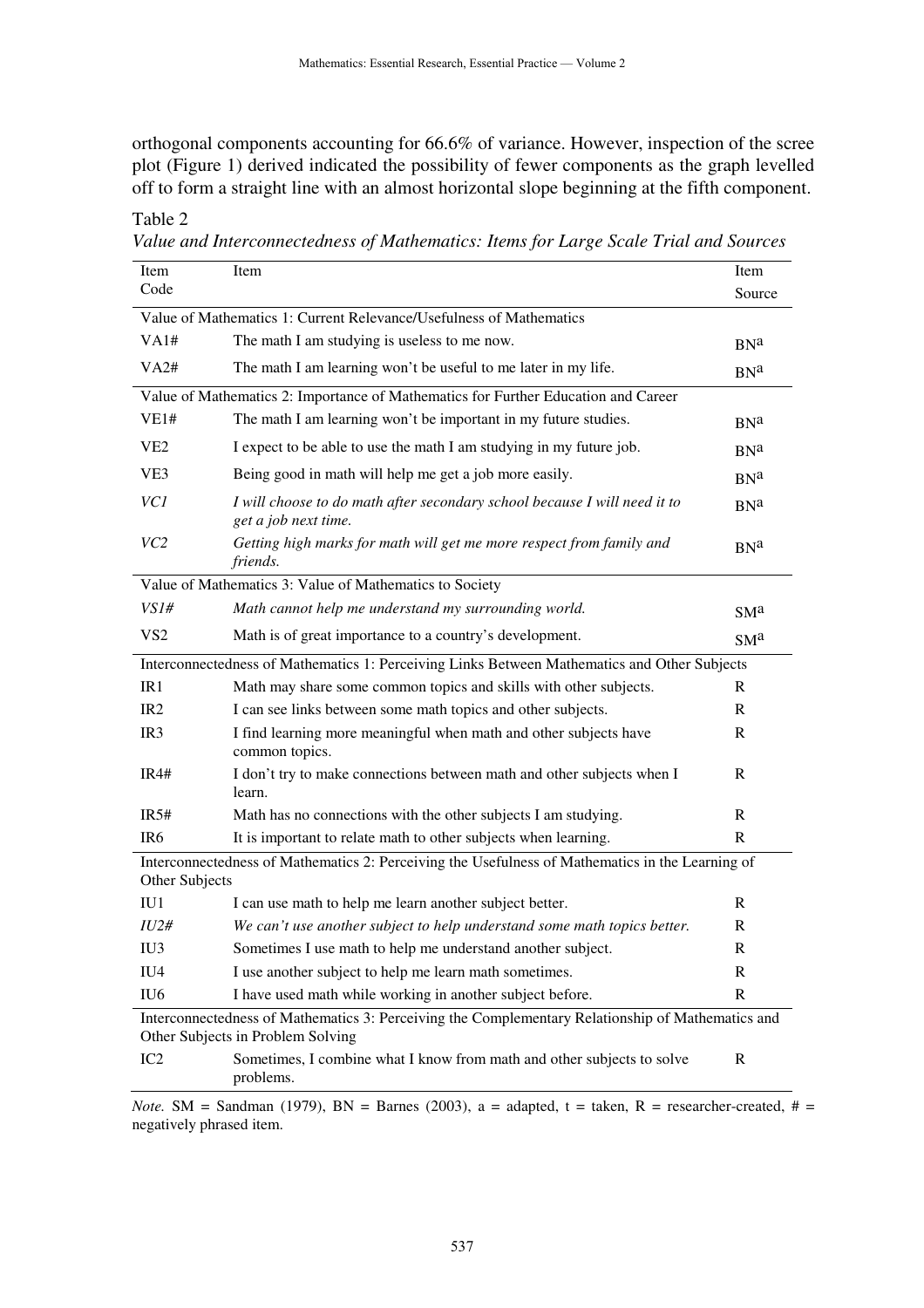orthogonal components accounting for 66.6% of variance. However, inspection of the scree plot (Figure 1) derived indicated the possibility of fewer components as the graph levelled off to form a straight line with an almost horizontal slope beginning at the fifth component.

Table 2

*Value and Interconnectedness of Mathematics: Items for Large Scale Trial and Sources*

| Item Code | Item | Item Source |
|---|---|---|
| Value of Mathematics 1: Current Relevance/Usefulness of Mathematics | | |
| VA1# | The math I am studying is useless to me now. | BN[a] |
| VA2# | The math I am learning won't be useful to me later in my life. | BN[a] |
| Value of Mathematics 2: Importance of Mathematics for Further Education and Career | | |
| VE1# | The math I am learning won't be important in my future studies. | BN[a] |
| VE2 | I expect to be able to use the math I am studying in my future job. | BN[a] |
| VE3 | Being good in math will help me get a job more easily. | BN[a] |
| *VC1* | *I will choose to do math after secondary school because I will need it to get a job next time.* | BN[a] |
| *VC2* | *Getting high marks for math will get me more respect from family and friends.* | BN[a] |
| Value of Mathematics 3: Value of Mathematics to Society | | |
| *VS1#* | *Math cannot help me understand my surrounding world.* | SM[a] |
| VS2 | Math is of great importance to a country's development. | SM[a] |
| Interconnectedness of Mathematics 1: Perceiving Links Between Mathematics and Other Subjects | | |
| IR1 | Math may share some common topics and skills with other subjects. | R |
| IR2 | I can see links between some math topics and other subjects. | R |
| IR3 | I find learning more meaningful when math and other subjects have common topics. | R |
| IR4# | I don't try to make connections between math and other subjects when I learn. | R |
| IR5# | Math has no connections with the other subjects I am studying. | R |
| IR6 | It is important to relate math to other subjects when learning. | R |
| Interconnectedness of Mathematics 2: Perceiving the Usefulness of Mathematics in the Learning of Other Subjects | | |
| IU1 | I can use math to help me learn another subject better. | R |
| *IU2#* | *We can't use another subject to help understand some math topics better.* | R |
| IU3 | Sometimes I use math to help me understand another subject. | R |
| IU4 | I use another subject to help me learn math sometimes. | R |
| IU6 | I have used math while working in another subject before. | R |
| Interconnectedness of Mathematics 3: Perceiving the Complementary Relationship of Mathematics and Other Subjects in Problem Solving | | |
| IC2 | Sometimes, I combine what I know from math and other subjects to solve problems. | R |

*Note.* SM = Sandman (1979), BN = Barnes (2003), a = adapted, t = taken, R = researcher-created, # = negatively phrased item.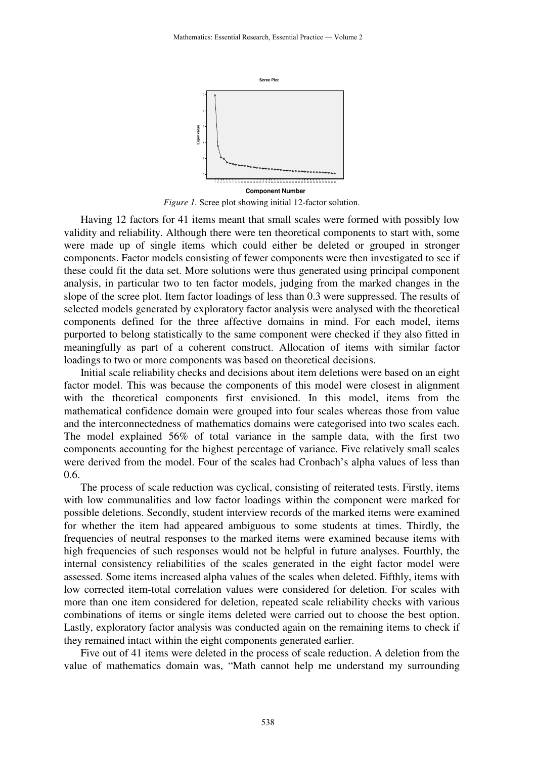*Figure 1.* Scree plot showing initial 12-factor solution.

Having 12 factors for 41 items meant that small scales were formed with possibly low validity and reliability. Although there were ten theoretical components to start with, some were made up of single items which could either be deleted or grouped in stronger components. Factor models consisting of fewer components were then investigated to see if these could fit the data set. More solutions were thus generated using principal component analysis, in particular two to ten factor models, judging from the marked changes in the slope of the scree plot. Item factor loadings of less than 0.3 were suppressed. The results of selected models generated by exploratory factor analysis were analysed with the theoretical components defined for the three affective domains in mind. For each model, items purported to belong statistically to the same component were checked if they also fitted in meaningfully as part of a coherent construct. Allocation of items with similar factor loadings to two or more components was based on theoretical decisions.

Initial scale reliability checks and decisions about item deletions were based on an eight factor model. This was because the components of this model were closest in alignment with the theoretical components first envisioned. In this model, items from the mathematical confidence domain were grouped into four scales whereas those from value and the interconnectedness of mathematics domains were categorised into two scales each. The model explained 56% of total variance in the sample data, with the first two components accounting for the highest percentage of variance. Five relatively small scales were derived from the model. Four of the scales had Cronbach's alpha values of less than 0.6.

The process of scale reduction was cyclical, consisting of reiterated tests. Firstly, items with low communalities and low factor loadings within the component were marked for possible deletions. Secondly, student interview records of the marked items were examined for whether the item had appeared ambiguous to some students at times. Thirdly, the frequencies of neutral responses to the marked items were examined because items with high frequencies of such responses would not be helpful in future analyses. Fourthly, the internal consistency reliabilities of the scales generated in the eight factor model were assessed. Some items increased alpha values of the scales when deleted. Fifthly, items with low corrected item-total correlation values were considered for deletion. For scales with more than one item considered for deletion, repeated scale reliability checks with various combinations of items or single items deleted were carried out to choose the best option. Lastly, exploratory factor analysis was conducted again on the remaining items to check if they remained intact within the eight components generated earlier.

Five out of 41 items were deleted in the process of scale reduction. A deletion from the value of mathematics domain was, "Math cannot help me understand my surrounding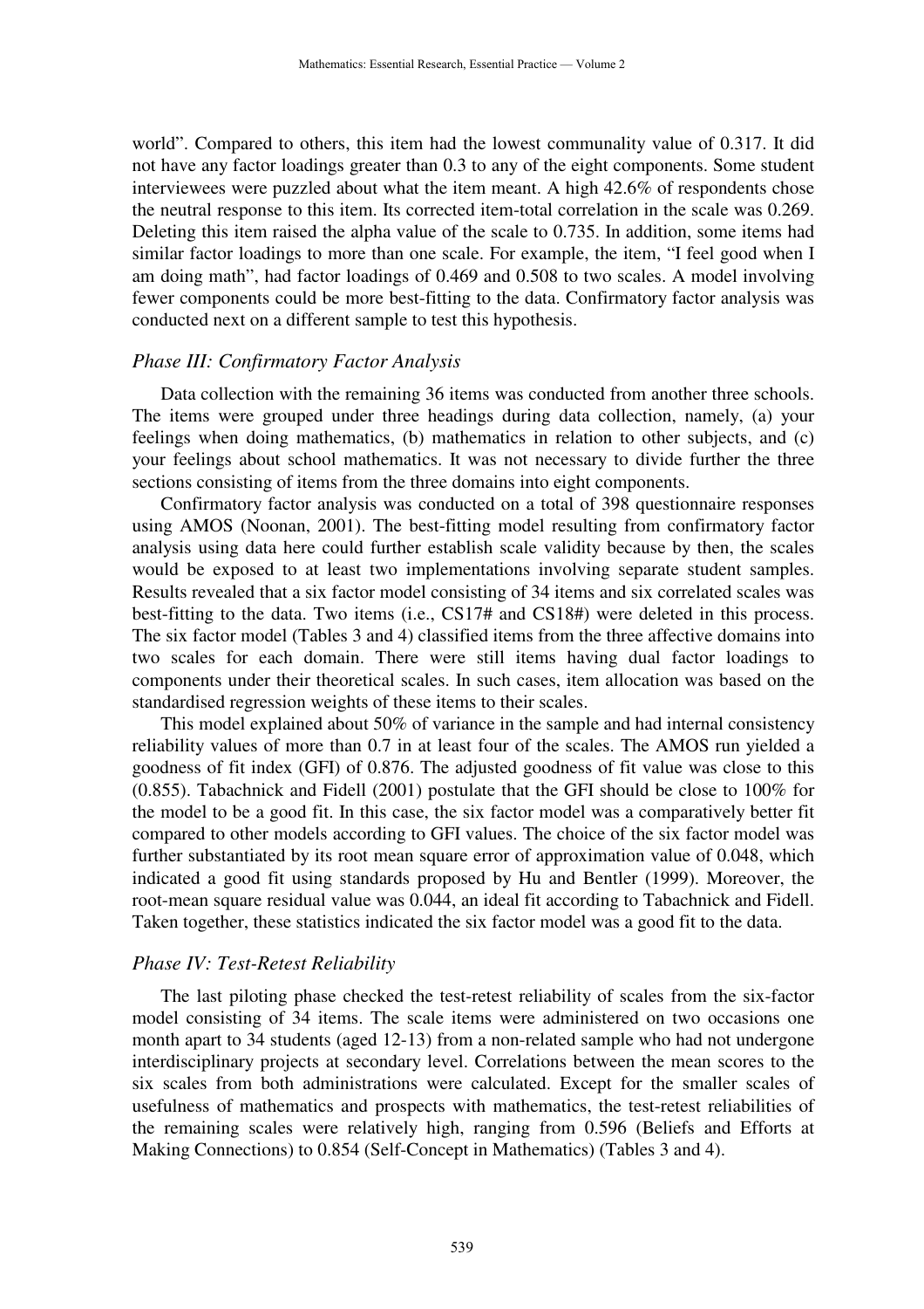world". Compared to others, this item had the lowest communality value of 0.317. It did not have any factor loadings greater than 0.3 to any of the eight components. Some student interviewees were puzzled about what the item meant. A high 42.6% of respondents chose the neutral response to this item. Its corrected item-total correlation in the scale was 0.269. Deleting this item raised the alpha value of the scale to 0.735. In addition, some items had similar factor loadings to more than one scale. For example, the item, "I feel good when I am doing math", had factor loadings of 0.469 and 0.508 to two scales. A model involving fewer components could be more best-fitting to the data. Confirmatory factor analysis was conducted next on a different sample to test this hypothesis.

### *Phase III: Confirmatory Factor Analysis*

Data collection with the remaining 36 items was conducted from another three schools. The items were grouped under three headings during data collection, namely, (a) your feelings when doing mathematics, (b) mathematics in relation to other subjects, and (c) your feelings about school mathematics. It was not necessary to divide further the three sections consisting of items from the three domains into eight components.

Confirmatory factor analysis was conducted on a total of 398 questionnaire responses using AMOS (Noonan, 2001). The best-fitting model resulting from confirmatory factor analysis using data here could further establish scale validity because by then, the scales would be exposed to at least two implementations involving separate student samples. Results revealed that a six factor model consisting of 34 items and six correlated scales was best-fitting to the data. Two items (i.e., CS17# and CS18#) were deleted in this process. The six factor model (Tables 3 and 4) classified items from the three affective domains into two scales for each domain. There were still items having dual factor loadings to components under their theoretical scales. In such cases, item allocation was based on the standardised regression weights of these items to their scales.

This model explained about 50% of variance in the sample and had internal consistency reliability values of more than 0.7 in at least four of the scales. The AMOS run yielded a goodness of fit index (GFI) of 0.876. The adjusted goodness of fit value was close to this (0.855). Tabachnick and Fidell (2001) postulate that the GFI should be close to 100% for the model to be a good fit. In this case, the six factor model was a comparatively better fit compared to other models according to GFI values. The choice of the six factor model was further substantiated by its root mean square error of approximation value of 0.048, which indicated a good fit using standards proposed by Hu and Bentler (1999). Moreover, the root-mean square residual value was 0.044, an ideal fit according to Tabachnick and Fidell. Taken together, these statistics indicated the six factor model was a good fit to the data.

### *Phase IV: Test-Retest Reliability*

The last piloting phase checked the test-retest reliability of scales from the six-factor model consisting of 34 items. The scale items were administered on two occasions one month apart to 34 students (aged 12-13) from a non-related sample who had not undergone interdisciplinary projects at secondary level. Correlations between the mean scores to the six scales from both administrations were calculated. Except for the smaller scales of usefulness of mathematics and prospects with mathematics, the test-retest reliabilities of the remaining scales were relatively high, ranging from 0.596 (Beliefs and Efforts at Making Connections) to 0.854 (Self-Concept in Mathematics) (Tables 3 and 4).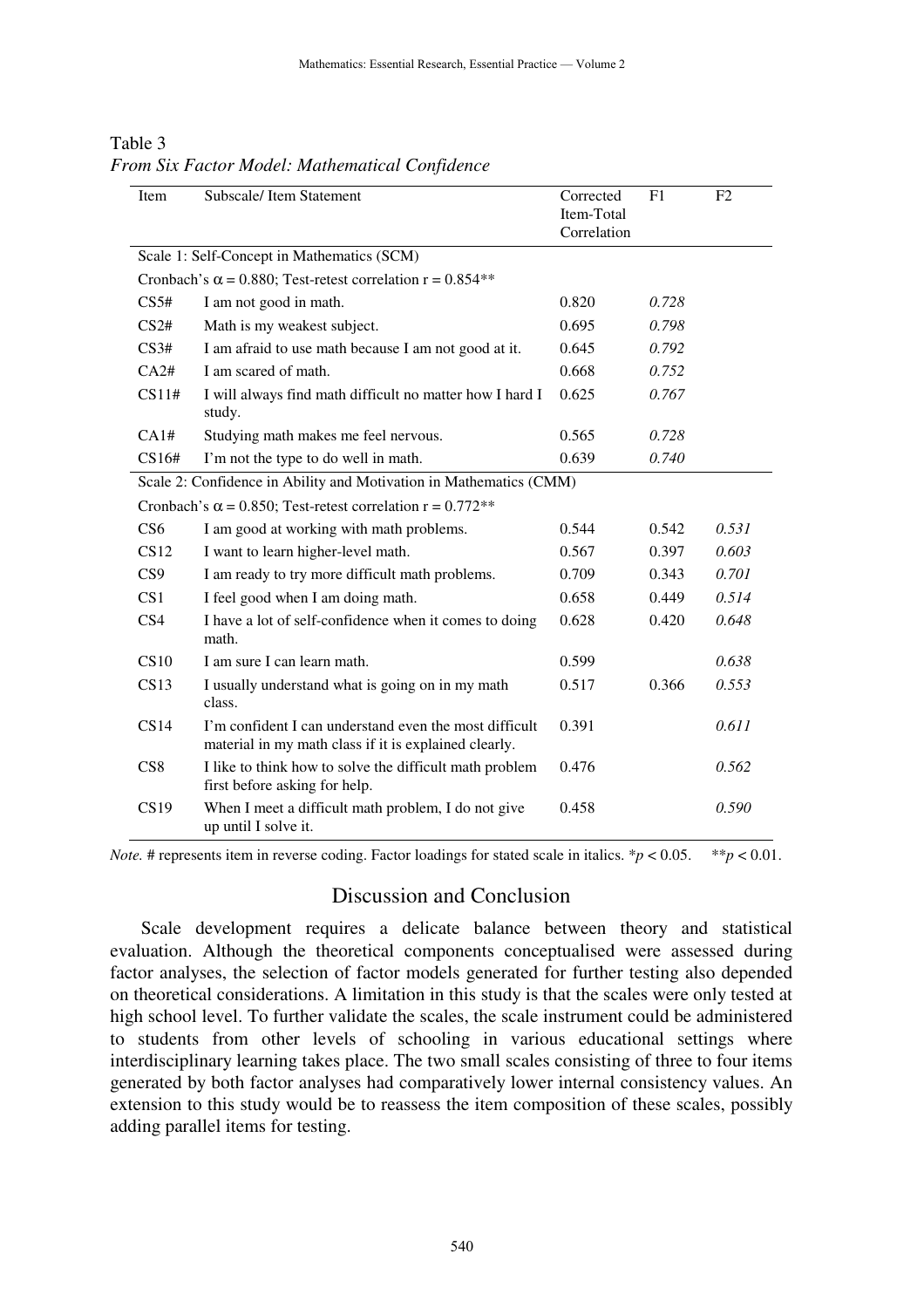Table 3

*From Six Factor Model: Mathematical Confidence*

| Item | Subscale/ Item Statement | Corrected Item-Total Correlation | F1 | F2 |
|---|---|---|---|---|
| Scale 1: Self-Concept in Mathematics (SCM) | | | | |
| Cronbach's $\alpha$ = 0.880; Test-retest correlation r = 0.854** | | | | |
| CS5# | I am not good in math. | 0.820 | *0.728* | |
| CS2# | Math is my weakest subject. | 0.695 | *0.798* | |
| CS3# | I am afraid to use math because I am not good at it. | 0.645 | *0.792* | |
| CA2# | I am scared of math. | 0.668 | *0.752* | |
| CS11# | I will always find math difficult no matter how I hard I study. | 0.625 | *0.767* | |
| CA1# | Studying math makes me feel nervous. | 0.565 | *0.728* | |
| CS16# | I'm not the type to do well in math. | 0.639 | *0.740* | |
| Scale 2: Confidence in Ability and Motivation in Mathematics (CMM) | | | | |
| Cronbach's $\alpha$ = 0.850; Test-retest correlation r = 0.772** | | | | |
| CS6 | I am good at working with math problems. | 0.544 | 0.542 | *0.531* |
| CS12 | I want to learn higher-level math. | 0.567 | 0.397 | *0.603* |
| CS9 | I am ready to try more difficult math problems. | 0.709 | 0.343 | *0.701* |
| CS1 | I feel good when I am doing math. | 0.658 | 0.449 | *0.514* |
| CS4 | I have a lot of self-confidence when it comes to doing math. | 0.628 | 0.420 | *0.648* |
| CS10 | I am sure I can learn math. | 0.599 | | *0.638* |
| CS13 | I usually understand what is going on in my math class. | 0.517 | 0.366 | *0.553* |
| CS14 | I'm confident I can understand even the most difficult material in my math class if it is explained clearly. | 0.391 | | *0.611* |
| CS8 | I like to think how to solve the difficult math problem first before asking for help. | 0.476 | | *0.562* |
| CS19 | When I meet a difficult math problem, I do not give up until I solve it. | 0.458 | | *0.590* |

*Note.* # represents item in reverse coding. Factor loadings for stated scale in italics. *$p < 0.05$. **$p < 0.01$.

## Discussion and Conclusion

Scale development requires a delicate balance between theory and statistical evaluation. Although the theoretical components conceptualised were assessed during factor analyses, the selection of factor models generated for further testing also depended on theoretical considerations. A limitation in this study is that the scales were only tested at high school level. To further validate the scales, the scale instrument could be administered to students from other levels of schooling in various educational settings where interdisciplinary learning takes place. The two small scales consisting of three to four items generated by both factor analyses had comparatively lower internal consistency values. An extension to this study would be to reassess the item composition of these scales, possibly adding parallel items for testing.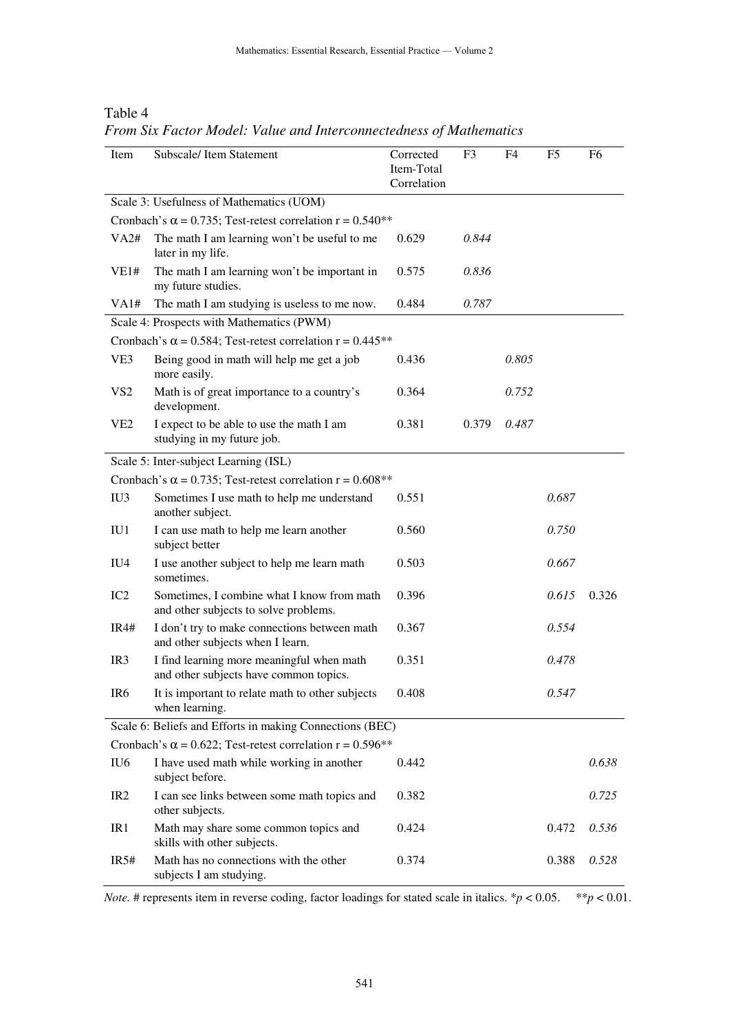Table 4

*From Six Factor Model: Value and Interconnectedness of Mathematics*

| Item | Subscale/ Item Statement | Corrected Item-Total Correlation | F3 | F4 | F5 | F6 |
|---|---|---|---|---|---|---|
| | Scale 3: Usefulness of Mathematics (UOM) | | | | | |
| | Cronbach's $\alpha$ = 0.735; Test-retest correlation r = 0.540** | | | | | |
| VA2# | The math I am learning won't be useful to me later in my life. | 0.629 | *0.844* | | | |
| VE1# | The math I am learning won't be important in my future studies. | 0.575 | *0.836* | | | |
| VA1# | The math I am studying is useless to me now. | 0.484 | *0.787* | | | |
| | Scale 4: Prospects with Mathematics (PWM) | | | | | |
| | Cronbach's $\alpha$ = 0.584; Test-retest correlation r = 0.445** | | | | | |
| VE3 | Being good in math will help me get a job more easily. | 0.436 | | *0.805* | | |
| VS2 | Math is of great importance to a country's development. | 0.364 | | *0.752* | | |
| VE2 | I expect to be able to use the math I am studying in my future job. | 0.381 | 0.379 | *0.487* | | |
| | Scale 5: Inter-subject Learning (ISL) | | | | | |
| | Cronbach's $\alpha$ = 0.735; Test-retest correlation r = 0.608** | | | | | |
| IU3 | Sometimes I use math to help me understand another subject. | 0.551 | | | *0.687* | |
| IU1 | I can use math to help me learn another subject better | 0.560 | | | *0.750* | |
| IU4 | I use another subject to help me learn math sometimes. | 0.503 | | | *0.667* | |
| IC2 | Sometimes, I combine what I know from math and other subjects to solve problems. | 0.396 | | | *0.615* | 0.326 |
| IR4# | I don't try to make connections between math and other subjects when I learn. | 0.367 | | | *0.554* | |
| IR3 | I find learning more meaningful when math and other subjects have common topics. | 0.351 | | | *0.478* | |
| IR6 | It is important to relate math to other subjects when learning. | 0.408 | | | *0.547* | |
| | Scale 6: Beliefs and Efforts in making Connections (BEC) | | | | | |
| | Cronbach's $\alpha$ = 0.622; Test-retest correlation r = 0.596** | | | | | |
| IU6 | I have used math while working in another subject before. | 0.442 | | | | *0.638* |
| IR2 | I can see links between some math topics and other subjects. | 0.382 | | | | *0.725* |
| IR1 | Math may share some common topics and skills with other subjects. | 0.424 | | | 0.472 | *0.536* |
| IR5# | Math has no connections with the other subjects I am studying. | 0.374 | | | 0.388 | *0.528* |

*Note.* # represents item in reverse coding, factor loadings for stated scale in italics. *$p < 0.05$. **$p < 0.01$.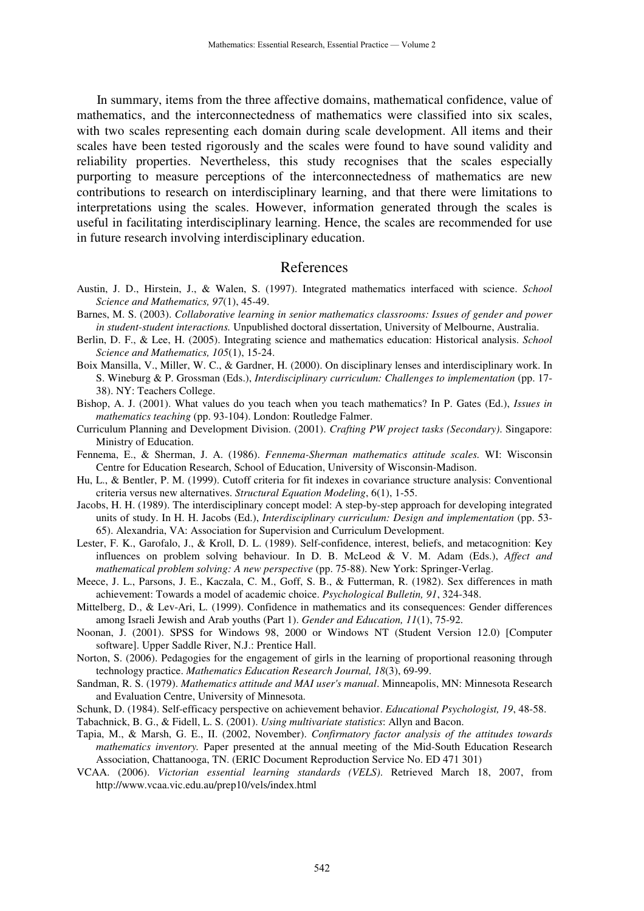In summary, items from the three affective domains, mathematical confidence, value of mathematics, and the interconnectedness of mathematics were classified into six scales, with two scales representing each domain during scale development. All items and their scales have been tested rigorously and the scales were found to have sound validity and reliability properties. Nevertheless, this study recognises that the scales especially purporting to measure perceptions of the interconnectedness of mathematics are new contributions to research on interdisciplinary learning, and that there were limitations to interpretations using the scales. However, information generated through the scales is useful in facilitating interdisciplinary learning. Hence, the scales are recommended for use in future research involving interdisciplinary education.

## References

Austin, J. D., Hirstein, J., & Walen, S. (1997). Integrated mathematics interfaced with science. *School Science and Mathematics, 97*(1), 45-49.

Barnes, M. S. (2003). *Collaborative learning in senior mathematics classrooms: Issues of gender and power in student-student interactions.* Unpublished doctoral dissertation, University of Melbourne, Australia.

Berlin, D. F., & Lee, H. (2005). Integrating science and mathematics education: Historical analysis. *School Science and Mathematics, 105*(1), 15-24.

Boix Mansilla, V., Miller, W. C., & Gardner, H. (2000). On disciplinary lenses and interdisciplinary work. In S. Wineburg & P. Grossman (Eds.), *Interdisciplinary curriculum: Challenges to implementation* (pp. 17-38). NY: Teachers College.

Bishop, A. J. (2001). What values do you teach when you teach mathematics? In P. Gates (Ed.), *Issues in mathematics teaching* (pp. 93-104). London: Routledge Falmer.

Curriculum Planning and Development Division. (2001). *Crafting PW project tasks (Secondary)*. Singapore: Ministry of Education.

Fennema, E., & Sherman, J. A. (1986). *Fennema-Sherman mathematics attitude scales.* WI: Wisconsin Centre for Education Research, School of Education, University of Wisconsin-Madison.

Hu, L., & Bentler, P. M. (1999). Cutoff criteria for fit indexes in covariance structure analysis: Conventional criteria versus new alternatives. *Structural Equation Modeling*, 6(1), 1-55.

Jacobs, H. H. (1989). The interdisciplinary concept model: A step-by-step approach for developing integrated units of study. In H. H. Jacobs (Ed.), *Interdisciplinary curriculum: Design and implementation* (pp. 53-65). Alexandria, VA: Association for Supervision and Curriculum Development.

Lester, F. K., Garofalo, J., & Kroll, D. L. (1989). Self-confidence, interest, beliefs, and metacognition: Key influences on problem solving behaviour. In D. B. McLeod & V. M. Adam (Eds.), *Affect and mathematical problem solving: A new perspective* (pp. 75-88). New York: Springer-Verlag.

Meece, J. L., Parsons, J. E., Kaczala, C. M., Goff, S. B., & Futterman, R. (1982). Sex differences in math achievement: Towards a model of academic choice. *Psychological Bulletin, 91*, 324-348.

Mittelberg, D., & Lev-Ari, L. (1999). Confidence in mathematics and its consequences: Gender differences among Israeli Jewish and Arab youths (Part 1). *Gender and Education, 11*(1), 75-92.

Noonan, J. (2001). SPSS for Windows 98, 2000 or Windows NT (Student Version 12.0) [Computer software]. Upper Saddle River, N.J.: Prentice Hall.

Norton, S. (2006). Pedagogies for the engagement of girls in the learning of proportional reasoning through technology practice. *Mathematics Education Research Journal, 18*(3), 69-99.

Sandman, R. S. (1979). *Mathematics attitude and MAI user's manual*. Minneapolis, MN: Minnesota Research and Evaluation Centre, University of Minnesota.

Schunk, D. (1984). Self-efficacy perspective on achievement behavior. *Educational Psychologist, 19*, 48-58.

Tabachnick, B. G., & Fidell, L. S. (2001). *Using multivariate statistics*: Allyn and Bacon.

Tapia, M., & Marsh, G. E., II. (2002, November). *Confirmatory factor analysis of the attitudes towards mathematics inventory.* Paper presented at the annual meeting of the Mid-South Education Research Association, Chattanooga, TN. (ERIC Document Reproduction Service No. ED 471 301)

VCAA. (2006). *Victorian essential learning standards (VELS)*. Retrieved March 18, 2007, from http://www.vcaa.vic.edu.au/prep10/vels/index.html